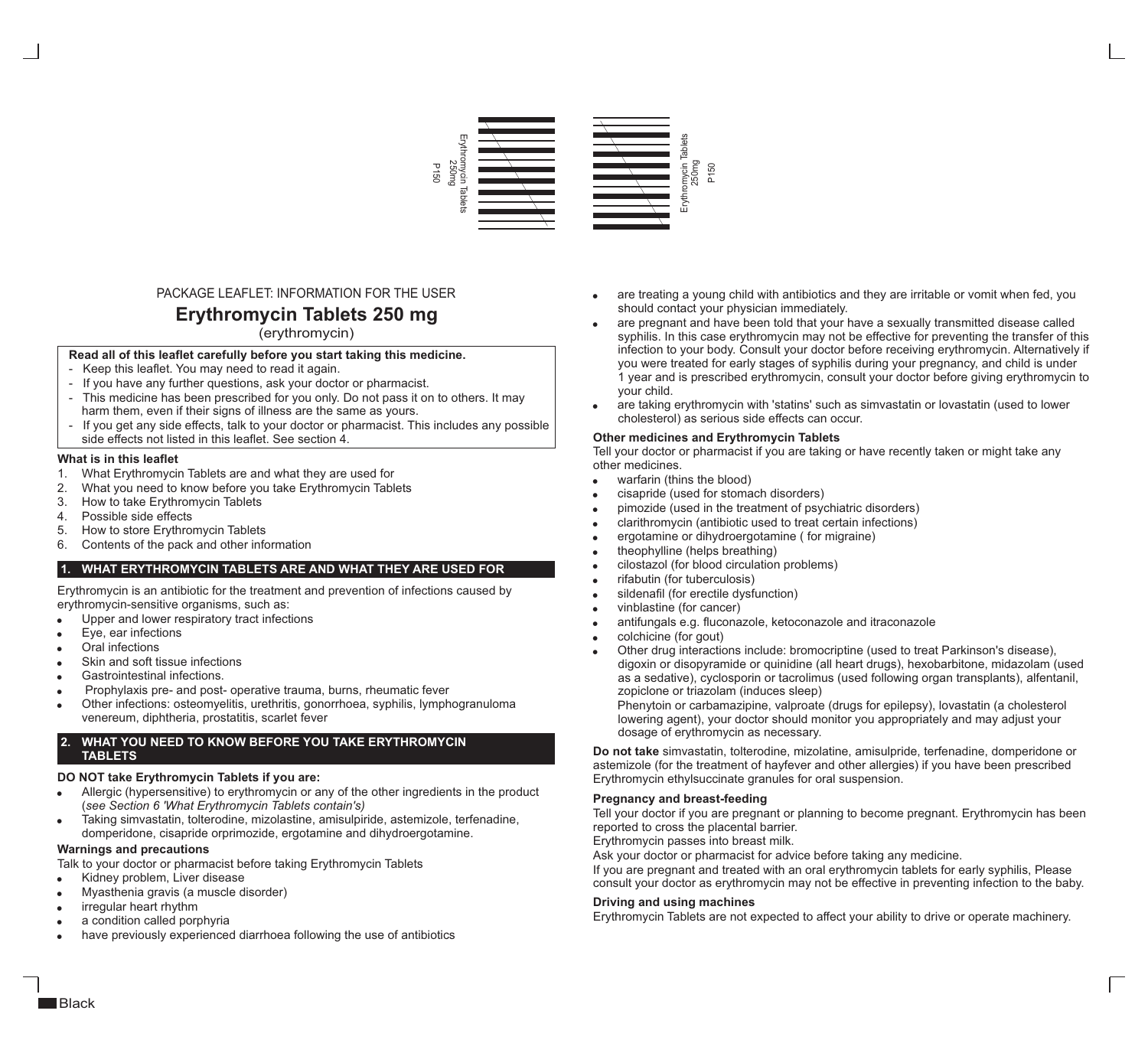PACKAGE LEAFLET: INFORMATION FOR THE USER

# Erythromycin Tablets 250 mg

(erythromycin)

**Read all of this leaflet carefully before you start taking this medicine.**

- Keep this leaflet. You may need to read it again.
- If you have any further questions, ask your doctor or pharmacist.
- This medicine has been prescribed for you only. Do not pass it on to others. It may harm them, even if their signs of illness are the same as yours.
- If you get any side effects, talk to your doctor or pharmacist. This includes any possible side effects not listed in this leaflet. See section 4.

**What is in this leaflet**

1. What Erythromycin Tablets are and what they are used for
2. What you need to know before you take Erythromycin Tablets
3. How to take Erythromycin Tablets
4. Possible side effects
5. How to store Erythromycin Tablets
6. Contents of the pack and other information

## 1. WHAT ERYTHROMYCIN TABLETS ARE AND WHAT THEY ARE USED FOR

Erythromycin is an antibiotic for the treatment and prevention of infections caused by erythromycin-sensitive organisms, such as:

- Upper and lower respiratory tract infections
- Eye, ear infections
- Oral infections
- Skin and soft tissue infections
- Gastrointestinal infections.
- Prophylaxis pre- and post- operative trauma, burns, rheumatic fever
- Other infections: osteomyelitis, urethritis, gonorrhoea, syphilis, lymphogranuloma venereum, diphtheria, prostatitis, scarlet fever

## 2. WHAT YOU NEED TO KNOW BEFORE YOU TAKE ERYTHROMYCIN TABLETS

**DO NOT take Erythromycin Tablets if you are:**

- Allergic (hypersensitive) to erythromycin or any of the other ingredients in the product (*see Section 6 'What Erythromycin Tablets contain's)*
- Taking simvastatin, tolterodine, mizolastine, amisulpiride, astemizole, terfenadine, domperidone, cisapride orprimozide, ergotamine and dihydroergotamine.

**Warnings and precautions**

Talk to your doctor or pharmacist before taking Erythromycin Tablets

- Kidney problem, Liver disease
- Myasthenia gravis (a muscle disorder)
- irregular heart rhythm
- a condition called porphyria
- have previously experienced diarrhoea following the use of antibiotics
- are treating a young child with antibiotics and they are irritable or vomit when fed, you should contact your physician immediately.
- are pregnant and have been told that your have a sexually transmitted disease called syphilis. In this case erythromycin may not be effective for preventing the transfer of this infection to your body. Consult your doctor before receiving erythromycin. Alternatively if you were treated for early stages of syphilis during your pregnancy, and child is under 1 year and is prescribed erythromycin, consult your doctor before giving erythromycin to your child.
- are taking erythromycin with 'statins' such as simvastatin or lovastatin (used to lower cholesterol) as serious side effects can occur.

**Other medicines and Erythromycin Tablets**

Tell your doctor or pharmacist if you are taking or have recently taken or might take any other medicines.

- warfarin (thins the blood)
- cisapride (used for stomach disorders)
- pimozide (used in the treatment of psychiatric disorders)
- clarithromycin (antibiotic used to treat certain infections)
- ergotamine or dihydroergotamine ( for migraine)
- theophylline (helps breathing)
- cilostazol (for blood circulation problems)
- rifabutin (for tuberculosis)
- sildenafil (for erectile dysfunction)
- vinblastine (for cancer)
- antifungals e.g. fluconazole, ketoconazole and itraconazole
- colchicine (for gout)
- Other drug interactions include: bromocriptine (used to treat Parkinson's disease), digoxin or disopyramide or quinidine (all heart drugs), hexobarbitone, midazolam (used as a sedative), cyclosporin or tacrolimus (used following organ transplants), alfentanil, zopiclone or triazolam (induces sleep)
  Phenytoin or carbamazipine, valproate (drugs for epilepsy), lovastatin (a cholesterol lowering agent), your doctor should monitor you appropriately and may adjust your dosage of erythromycin as necessary.

**Do not take** simvastatin, tolterodine, mizolatine, amisulpride, terfenadine, domperidone or astemizole (for the treatment of hayfever and other allergies) if you have been prescribed Erythromycin ethylsuccinate granules for oral suspension.

**Pregnancy and breast-feeding**

Tell your doctor if you are pregnant or planning to become pregnant. Erythromycin has been reported to cross the placental barrier.

Erythromycin passes into breast milk.

Ask your doctor or pharmacist for advice before taking any medicine.

If you are pregnant and treated with an oral erythromycin tablets for early syphilis, Please consult your doctor as erythromycin may not be effective in preventing infection to the baby.

**Driving and using machines**

Erythromycin Tablets are not expected to affect your ability to drive or operate machinery.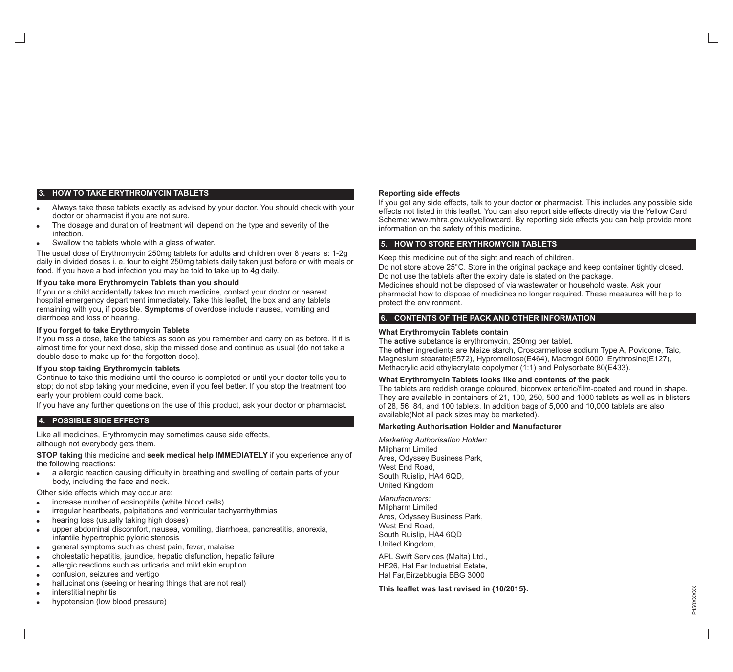## 3. HOW TO TAKE ERYTHROMYCIN TABLETS

- Always take these tablets exactly as advised by your doctor. You should check with your doctor or pharmacist if you are not sure.
- The dosage and duration of treatment will depend on the type and severity of the infection.
- Swallow the tablets whole with a glass of water.

The usual dose of Erythromycin 250mg tablets for adults and children over 8 years is: 1-2g daily in divided doses i. e. four to eight 250mg tablets daily taken just before or with meals or food. If you have a bad infection you may be told to take up to 4g daily.

**If you take more Erythromycin Tablets than you should**

If you or a child accidentally takes too much medicine, contact your doctor or nearest hospital emergency department immediately. Take this leaflet, the box and any tablets remaining with you, if possible. **Symptoms** of overdose include nausea, vomiting and diarrhoea and loss of hearing.

**If you forget to take Erythromycin Tablets**

If you miss a dose, take the tablets as soon as you remember and carry on as before. If it is almost time for your next dose, skip the missed dose and continue as usual (do not take a double dose to make up for the forgotten dose).

**If you stop taking Erythromycin tablets**

Continue to take this medicine until the course is completed or until your doctor tells you to stop; do not stop taking your medicine, even if you feel better. If you stop the treatment too early your problem could come back.

If you have any further questions on the use of this product, ask your doctor or pharmacist.

## 4. POSSIBLE SIDE EFFECTS

Like all medicines, Erythromycin may sometimes cause side effects, although not everybody gets them.

**STOP taking** this medicine and **seek medical help IMMEDIATELY** if you experience any of the following reactions:

- a allergic reaction causing difficulty in breathing and swelling of certain parts of your body, including the face and neck.

Other side effects which may occur are:

- increase number of eosinophils (white blood cells)
- irregular heartbeats, palpitations and ventricular tachyarrhythmias
- hearing loss (usually taking high doses)
- upper abdominal discomfort, nausea, vomiting, diarrhoea, pancreatitis, anorexia, infantile hypertrophic pyloric stenosis
- general symptoms such as chest pain, fever, malaise
- cholestatic hepatitis, jaundice, hepatic disfunction, hepatic failure
- allergic reactions such as urticaria and mild skin eruption
- confusion, seizures and vertigo
- hallucinations (seeing or hearing things that are not real)
- interstitial nephritis
- hypotension (low blood pressure)

**Reporting side effects**

If you get any side effects, talk to your doctor or pharmacist. This includes any possible side effects not listed in this leaflet. You can also report side effects directly via the Yellow Card Scheme: www.mhra.gov.uk/yellowcard. By reporting side effects you can help provide more information on the safety of this medicine.

## 5. HOW TO STORE ERYTHROMYCIN TABLETS

Keep this medicine out of the sight and reach of children.

Do not store above 25°C. Store in the original package and keep container tightly closed.

Do not use the tablets after the expiry date is stated on the package.

Medicines should not be disposed of via wastewater or household waste. Ask your pharmacist how to dispose of medicines no longer required. These measures will help to protect the environment.

## 6. CONTENTS OF THE PACK AND OTHER INFORMATION

**What Erythromycin Tablets contain**

The **active** substance is erythromycin, 250mg per tablet.

The **other** ingredients are Maize starch, Croscarmellose sodium Type A, Povidone, Talc, Magnesium stearate(E572), Hypromellose(E464), Macrogol 6000, Erythrosine(E127), Methacrylic acid ethylacrylate copolymer (1:1) and Polysorbate 80(E433).

**What Erythromycin Tablets looks like and contents of the pack**

The tablets are reddish orange coloured, biconvex enteric/film-coated and round in shape. They are available in containers of 21, 100, 250, 500 and 1000 tablets as well as in blisters of 28, 56, 84, and 100 tablets. In addition bags of 5,000 and 10,000 tablets are also available(Not all pack sizes may be marketed).

**Marketing Authorisation Holder and Manufacturer**

*Marketing Authorisation Holder:*
Milpharm Limited
Ares, Odyssey Business Park,
West End Road,
South Ruislip, HA4 6QD,
United Kingdom

*Manufacturers:*
Milpharm Limited
Ares, Odyssey Business Park,
West End Road,
South Ruislip, HA4 6QD
United Kingdom,

APL Swift Services (Malta) Ltd.,
HF26, Hal Far Industrial Estate,
Hal Far,Birzebbugia BBG 3000

**This leaflet was last revised in {10/2015}.**

P150XXXXX